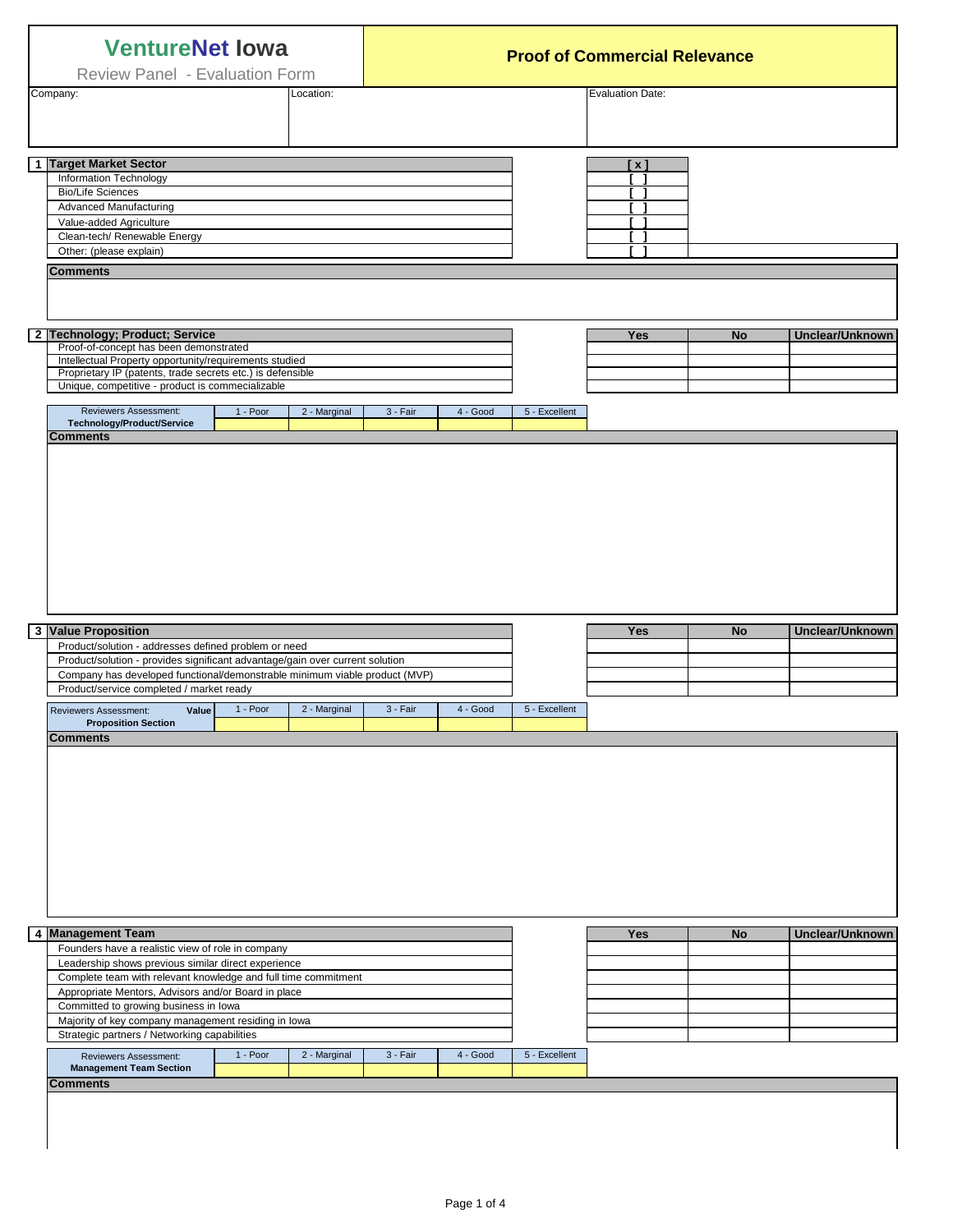# VentureNet Iowa

Review Panel - Evaluation Form

## Proof of Commercial Relevance

| Company: | Location: | Evaluation Date: |
|---|---|---|
| | | |

## 1 Target Market Sector

| Target Market Sector | [ x ] | |
|---|---|---|
| Information Technology | [ ] | |
| Bio/Life Sciences | [ ] | |
| Advanced Manufacturing | [ ] | |
| Value-added Agriculture | [ ] | |
| Clean-tech/ Renewable Energy | [ ] | |
| Other: (please explain) | [ ] | |

**Comments**

## 2 Technology; Product; Service

| Technology; Product; Service | Yes | No | Unclear/Unknown |
|---|---|---|---|
| Proof-of-concept has been demonstrated | | | |
| Intellectual Property opportunity/requirements studied | | | |
| Proprietary IP (patents, trade secrets etc.) is defensible | | | |
| Unique, competitive - product is commecializable | | | |

| Reviewers Assessment: Technology/Product/Service | 1 - Poor | 2 - Marginal | 3 - Fair | 4 - Good | 5 - Excellent |
|---|---|---|---|---|---|
| | | | | | |

**Comments**

## 3 Value Proposition

| Value Proposition | Yes | No | Unclear/Unknown |
|---|---|---|---|
| Product/solution - addresses defined problem or need | | | |
| Product/solution - provides significant advantage/gain over current solution | | | |
| Company has developed functional/demonstrable minimum viable product (MVP) | | | |
| Product/service completed / market ready | | | |

| Reviewers Assessment: Value Proposition Section | 1 - Poor | 2 - Marginal | 3 - Fair | 4 - Good | 5 - Excellent |
|---|---|---|---|---|---|
| | | | | | |

**Comments**

## 4 Management Team

| Management Team | Yes | No | Unclear/Unknown |
|---|---|---|---|
| Founders have a realistic view of role in company | | | |
| Leadership shows previous similar direct experience | | | |
| Complete team with relevant knowledge and full time commitment | | | |
| Appropriate Mentors, Advisors and/or Board in place | | | |
| Committed to growing business in Iowa | | | |
| Majority of key company management residing in Iowa | | | |
| Strategic partners / Networking capabilities | | | |

| Reviewers Assessment: Management Team Section | 1 - Poor | 2 - Marginal | 3 - Fair | 4 - Good | 5 - Excellent |
|---|---|---|---|---|---|
| | | | | | |

**Comments**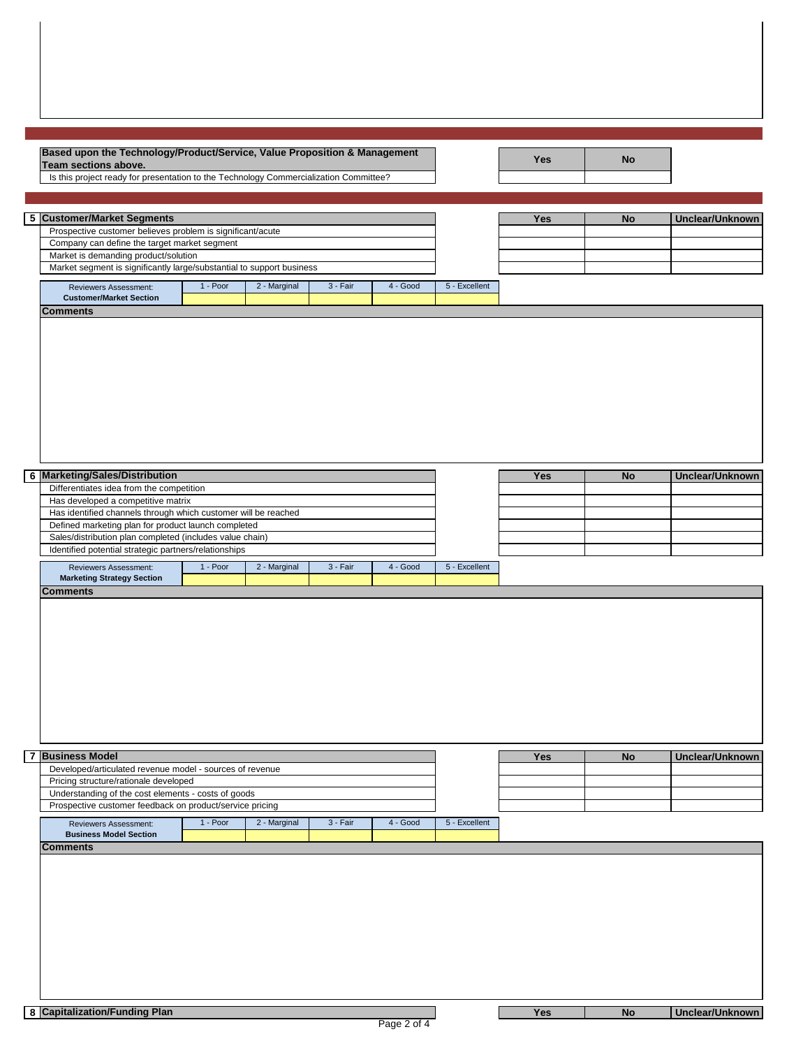| Based upon the Technology/Product/Service, Value Proposition & Management Team sections above. | Yes | No |
|---|---|---|
| Is this project ready for presentation to the Technology Commercialization Committee? | | |

| 5 Customer/Market Segments | Yes | No | Unclear/Unknown |
|---|---|---|---|
| Prospective customer believes problem is significant/acute | | | |
| Company can define the target market segment | | | |
| Market is demanding product/solution | | | |
| Market segment is significantly large/substantial to support business | | | |

| Reviewers Assessment: Customer/Market Section | 1 - Poor | 2 - Marginal | 3 - Fair | 4 - Good | 5 - Excellent |
|---|---|---|---|---|---|
| | | | | | |

**Comments**

| 6 Marketing/Sales/Distribution | Yes | No | Unclear/Unknown |
|---|---|---|---|
| Differentiates idea from the competition | | | |
| Has developed a competitive matrix | | | |
| Has identified channels through which customer will be reached | | | |
| Defined marketing plan for product launch completed | | | |
| Sales/distribution plan completed (includes value chain) | | | |
| Identified potential strategic partners/relationships | | | |

| Reviewers Assessment: Marketing Strategy Section | 1 - Poor | 2 - Marginal | 3 - Fair | 4 - Good | 5 - Excellent |
|---|---|---|---|---|---|
| | | | | | |

**Comments**

| 7 Business Model | Yes | No | Unclear/Unknown |
|---|---|---|---|
| Developed/articulated revenue model - sources of revenue | | | |
| Pricing structure/rationale developed | | | |
| Understanding of the cost elements - costs of goods | | | |
| Prospective customer feedback on product/service pricing | | | |

| Reviewers Assessment: Business Model Section | 1 - Poor | 2 - Marginal | 3 - Fair | 4 - Good | 5 - Excellent |
|---|---|---|---|---|---|
| | | | | | |

**Comments**

| 8 Capitalization/Funding Plan | Yes | No | Unclear/Unknown |
|---|---|---|---|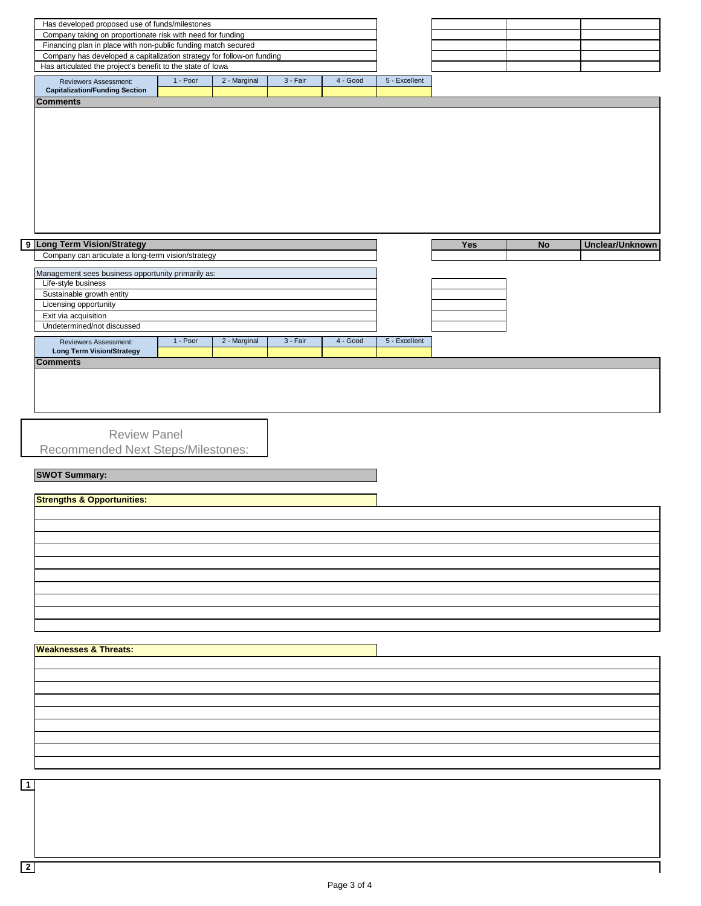| | | | |
|---|---|---|---|
| Has developed proposed use of funds/milestones | | | |
| Company taking on proportionate risk with need for funding | | | |
| Financing plan in place with non-public funding match secured | | | |
| Company has developed a capitalization strategy for follow-on funding | | | |
| Has articulated the project's benefit to the state of Iowa | | | |

| Reviewers Assessment: **Capitalization/Funding Section** | 1 - Poor | 2 - Marginal | 3 - Fair | 4 - Good | 5 - Excellent |
|---|---|---|---|---|---|
| | | | | | |

**Comments**

## 9 Long Term Vision/Strategy

| | Yes | No | Unclear/Unknown |
|---|---|---|---|
| Company can articulate a long-term vision/strategy | | | |

| Management sees business opportunity primarily as: | |
|---|---|
| Life-style business | |
| Sustainable growth entity | |
| Licensing opportunity | |
| Exit via acquisition | |
| Undetermined/not discussed | |

| Reviewers Assessment: **Long Term Vision/Strategy** | 1 - Poor | 2 - Marginal | 3 - Fair | 4 - Good | 5 - Excellent |
|---|---|---|---|---|---|
| | | | | | |

**Comments**

## Review Panel Recommended Next Steps/Milestones:

**SWOT Summary:**

**Strengths & Opportunities:**

**Weaknesses & Threats:**

1

2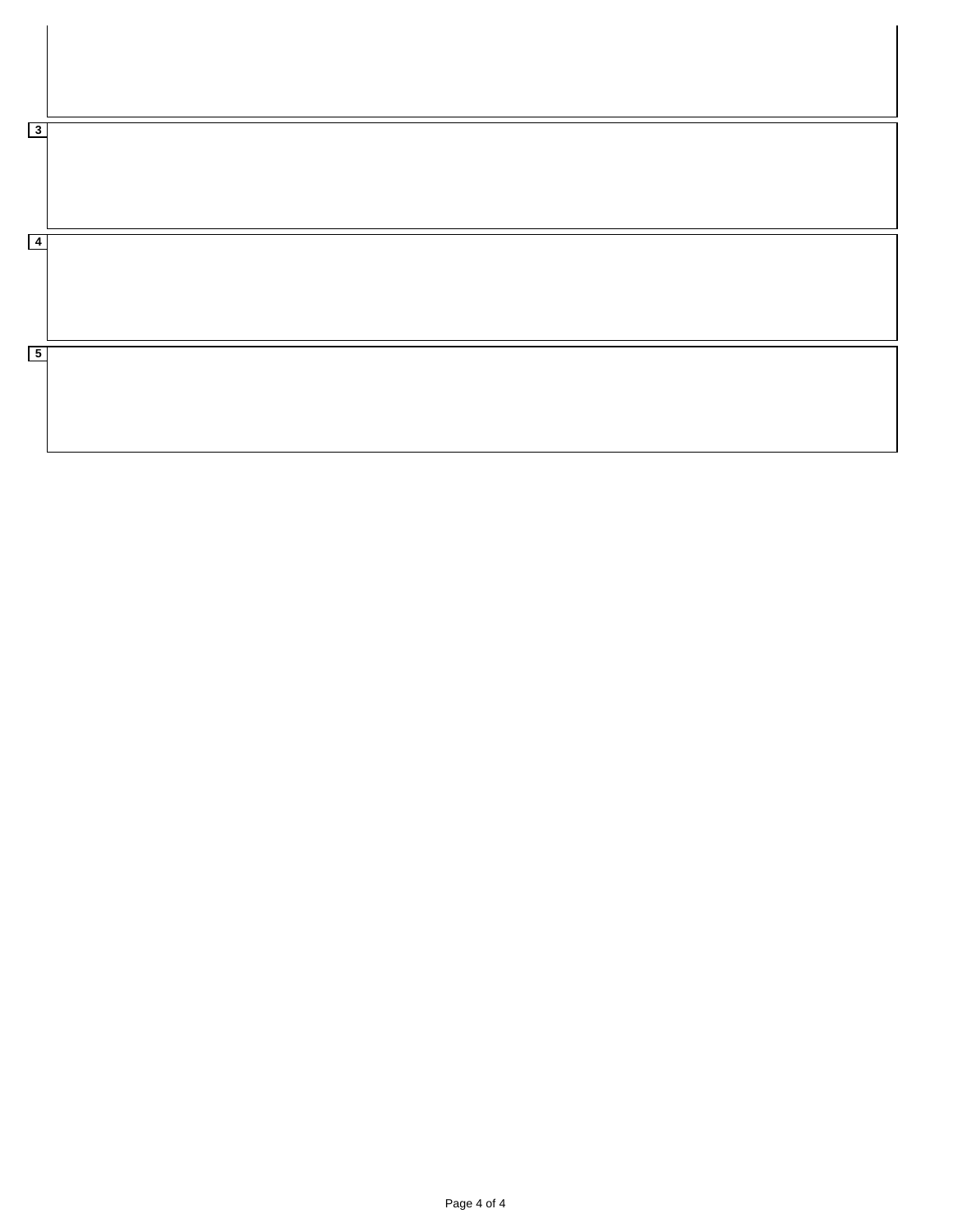3

4

5